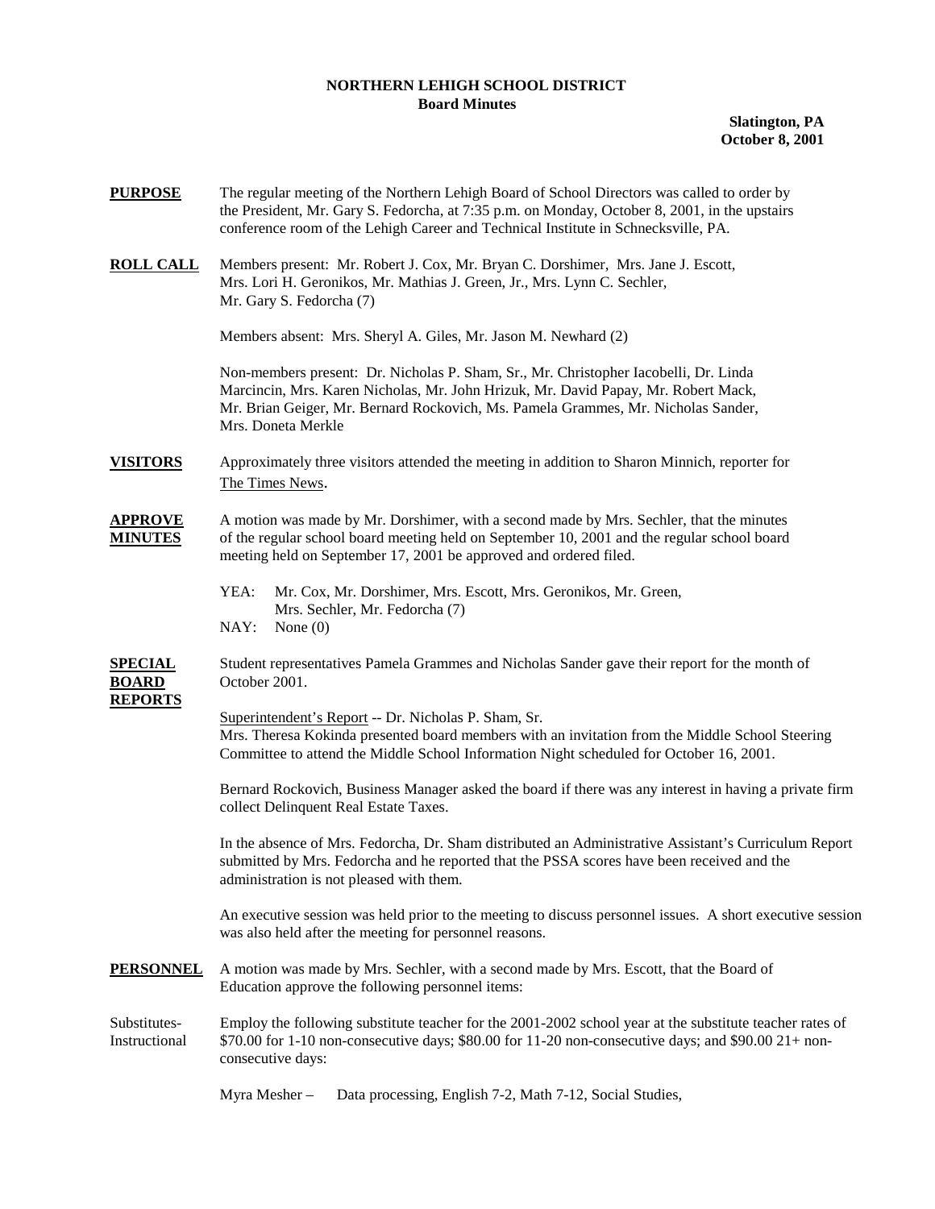# NORTHERN LEHIGH SCHOOL DISTRICT

## Board Minutes

**Slatington, PA**
**October 8, 2001**

**PURPOSE** The regular meeting of the Northern Lehigh Board of School Directors was called to order by the President, Mr. Gary S. Fedorcha, at 7:35 p.m. on Monday, October 8, 2001, in the upstairs conference room of the Lehigh Career and Technical Institute in Schnecksville, PA.

**ROLL CALL** Members present: Mr. Robert J. Cox, Mr. Bryan C. Dorshimer, Mrs. Jane J. Escott, Mrs. Lori H. Geronikos, Mr. Mathias J. Green, Jr., Mrs. Lynn C. Sechler, Mr. Gary S. Fedorcha (7)

Members absent: Mrs. Sheryl A. Giles, Mr. Jason M. Newhard (2)

Non-members present: Dr. Nicholas P. Sham, Sr., Mr. Christopher Iacobelli, Dr. Linda Marcincin, Mrs. Karen Nicholas, Mr. John Hrizuk, Mr. David Papay, Mr. Robert Mack, Mr. Brian Geiger, Mr. Bernard Rockovich, Ms. Pamela Grammes, Mr. Nicholas Sander, Mrs. Doneta Merkle

**VISITORS** Approximately three visitors attended the meeting in addition to Sharon Minnich, reporter for The Times News.

**APPROVE MINUTES** A motion was made by Mr. Dorshimer, with a second made by Mrs. Sechler, that the minutes of the regular school board meeting held on September 10, 2001 and the regular school board meeting held on September 17, 2001 be approved and ordered filed.

YEA: Mr. Cox, Mr. Dorshimer, Mrs. Escott, Mrs. Geronikos, Mr. Green, Mrs. Sechler, Mr. Fedorcha (7)
NAY: None (0)

**SPECIAL BOARD REPORTS** Student representatives Pamela Grammes and Nicholas Sander gave their report for the month of October 2001.

Superintendent's Report -- Dr. Nicholas P. Sham, Sr.
Mrs. Theresa Kokinda presented board members with an invitation from the Middle School Steering Committee to attend the Middle School Information Night scheduled for October 16, 2001.

Bernard Rockovich, Business Manager asked the board if there was any interest in having a private firm collect Delinquent Real Estate Taxes.

In the absence of Mrs. Fedorcha, Dr. Sham distributed an Administrative Assistant's Curriculum Report submitted by Mrs. Fedorcha and he reported that the PSSA scores have been received and the administration is not pleased with them.

An executive session was held prior to the meeting to discuss personnel issues. A short executive session was also held after the meeting for personnel reasons.

**PERSONNEL** A motion was made by Mrs. Sechler, with a second made by Mrs. Escott, that the Board of Education approve the following personnel items:

Substitutes-Instructional Employ the following substitute teacher for the 2001-2002 school year at the substitute teacher rates of $70.00 for 1-10 non-consecutive days; $80.00 for 11-20 non-consecutive days; and $90.00 21+ non-consecutive days:

Myra Mesher – Data processing, English 7-2, Math 7-12, Social Studies,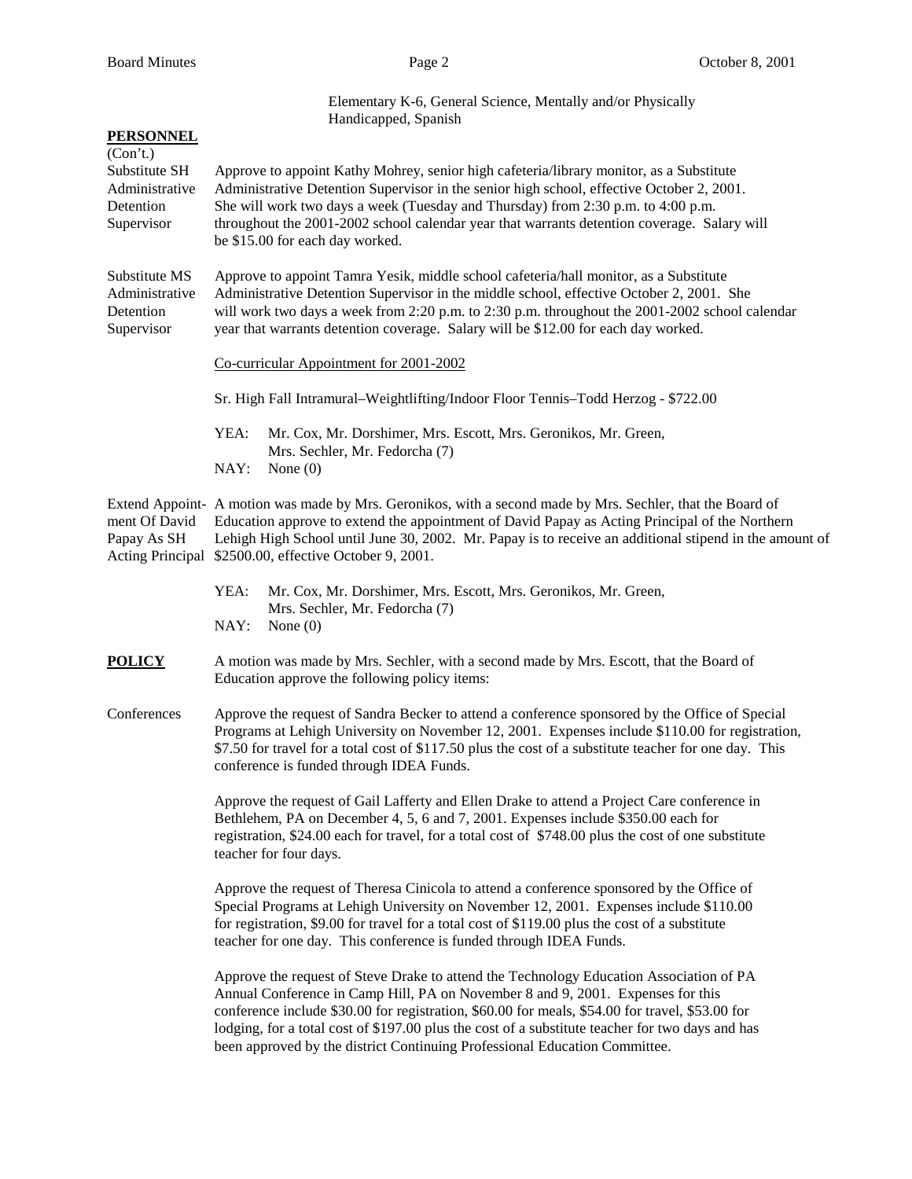Elementary K-6, General Science, Mentally and/or Physically Handicapped, Spanish

**PERSONNEL**
(Con't.)

Substitute SH Administrative Detention Supervisor

Approve to appoint Kathy Mohrey, senior high cafeteria/library monitor, as a Substitute Administrative Detention Supervisor in the senior high school, effective October 2, 2001. She will work two days a week (Tuesday and Thursday) from 2:30 p.m. to 4:00 p.m. throughout the 2001-2002 school calendar year that warrants detention coverage. Salary will be $15.00 for each day worked.

Substitute MS Administrative Detention Supervisor

Approve to appoint Tamra Yesik, middle school cafeteria/hall monitor, as a Substitute Administrative Detention Supervisor in the middle school, effective October 2, 2001. She will work two days a week from 2:20 p.m. to 2:30 p.m. throughout the 2001-2002 school calendar year that warrants detention coverage. Salary will be $12.00 for each day worked.

Co-curricular Appointment for 2001-2002

Sr. High Fall Intramural–Weightlifting/Indoor Floor Tennis–Todd Herzog - $722.00

YEA: Mr. Cox, Mr. Dorshimer, Mrs. Escott, Mrs. Geronikos, Mr. Green, Mrs. Sechler, Mr. Fedorcha (7)
NAY: None (0)

Extend Appointment Of David Papay As SH Acting Principal

A motion was made by Mrs. Geronikos, with a second made by Mrs. Sechler, that the Board of Education approve to extend the appointment of David Papay as Acting Principal of the Northern Lehigh High School until June 30, 2002. Mr. Papay is to receive an additional stipend in the amount of $2500.00, effective October 9, 2001.

YEA: Mr. Cox, Mr. Dorshimer, Mrs. Escott, Mrs. Geronikos, Mr. Green, Mrs. Sechler, Mr. Fedorcha (7)
NAY: None (0)

**POLICY**

A motion was made by Mrs. Sechler, with a second made by Mrs. Escott, that the Board of Education approve the following policy items:

Conferences

Approve the request of Sandra Becker to attend a conference sponsored by the Office of Special Programs at Lehigh University on November 12, 2001. Expenses include $110.00 for registration, $7.50 for travel for a total cost of $117.50 plus the cost of a substitute teacher for one day. This conference is funded through IDEA Funds.

Approve the request of Gail Lafferty and Ellen Drake to attend a Project Care conference in Bethlehem, PA on December 4, 5, 6 and 7, 2001. Expenses include $350.00 each for registration, $24.00 each for travel, for a total cost of $748.00 plus the cost of one substitute teacher for four days.

Approve the request of Theresa Cinicola to attend a conference sponsored by the Office of Special Programs at Lehigh University on November 12, 2001. Expenses include $110.00 for registration, $9.00 for travel for a total cost of $119.00 plus the cost of a substitute teacher for one day. This conference is funded through IDEA Funds.

Approve the request of Steve Drake to attend the Technology Education Association of PA Annual Conference in Camp Hill, PA on November 8 and 9, 2001. Expenses for this conference include $30.00 for registration, $60.00 for meals, $54.00 for travel, $53.00 for lodging, for a total cost of $197.00 plus the cost of a substitute teacher for two days and has been approved by the district Continuing Professional Education Committee.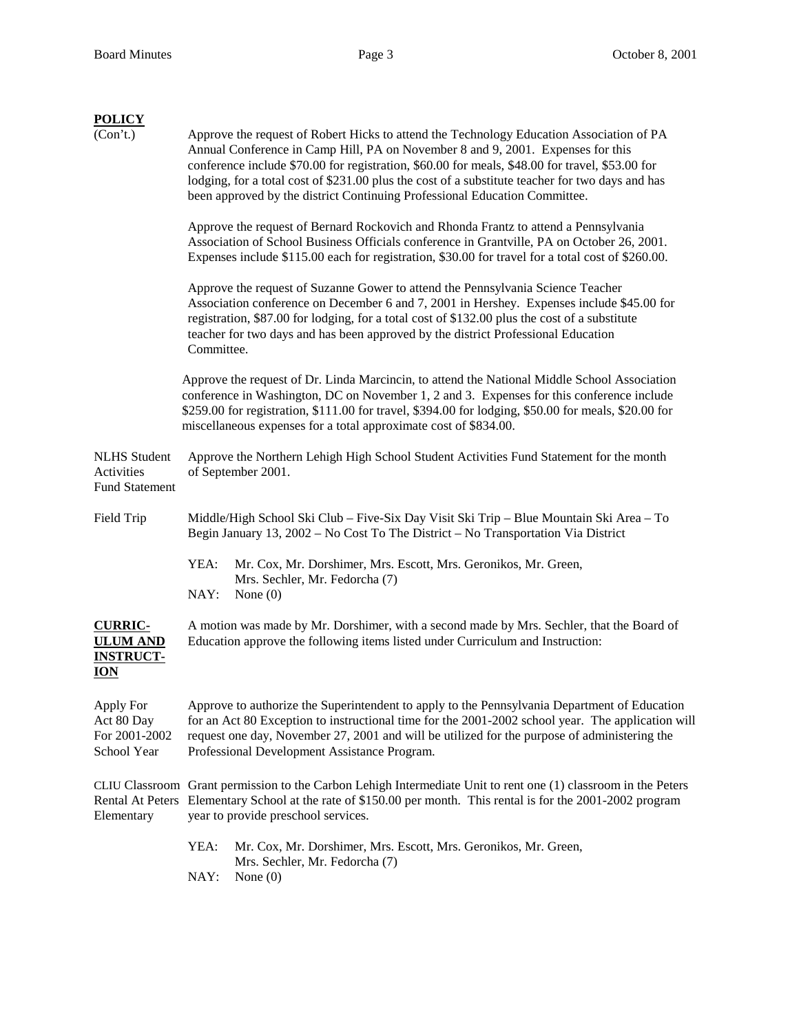**POLICY**
(Con't.)

Approve the request of Robert Hicks to attend the Technology Education Association of PA Annual Conference in Camp Hill, PA on November 8 and 9, 2001. Expenses for this conference include $70.00 for registration, $60.00 for meals, $48.00 for travel, $53.00 for lodging, for a total cost of $231.00 plus the cost of a substitute teacher for two days and has been approved by the district Continuing Professional Education Committee.

Approve the request of Bernard Rockovich and Rhonda Frantz to attend a Pennsylvania Association of School Business Officials conference in Grantville, PA on October 26, 2001. Expenses include $115.00 each for registration, $30.00 for travel for a total cost of $260.00.

Approve the request of Suzanne Gower to attend the Pennsylvania Science Teacher Association conference on December 6 and 7, 2001 in Hershey. Expenses include $45.00 for registration, $87.00 for lodging, for a total cost of $132.00 plus the cost of a substitute teacher for two days and has been approved by the district Professional Education Committee.

Approve the request of Dr. Linda Marcincin, to attend the National Middle School Association conference in Washington, DC on November 1, 2 and 3. Expenses for this conference include $259.00 for registration, $111.00 for travel, $394.00 for lodging, $50.00 for meals, $20.00 for miscellaneous expenses for a total approximate cost of $834.00.

NLHS Student Activities Fund Statement

Approve the Northern Lehigh High School Student Activities Fund Statement for the month of September 2001.

Field Trip

Middle/High School Ski Club – Five-Six Day Visit Ski Trip – Blue Mountain Ski Area – To Begin January 13, 2002 – No Cost To The District – No Transportation Via District

YEA: Mr. Cox, Mr. Dorshimer, Mrs. Escott, Mrs. Geronikos, Mr. Green, Mrs. Sechler, Mr. Fedorcha (7)
NAY: None (0)

**CURRICULUM AND INSTRUCTION**

A motion was made by Mr. Dorshimer, with a second made by Mrs. Sechler, that the Board of Education approve the following items listed under Curriculum and Instruction:

Apply For Act 80 Day For 2001-2002 School Year

Approve to authorize the Superintendent to apply to the Pennsylvania Department of Education for an Act 80 Exception to instructional time for the 2001-2002 school year. The application will request one day, November 27, 2001 and will be utilized for the purpose of administering the Professional Development Assistance Program.

CLIU Classroom Rental At Peters Elementary

Grant permission to the Carbon Lehigh Intermediate Unit to rent one (1) classroom in the Peters Elementary School at the rate of $150.00 per month. This rental is for the 2001-2002 program year to provide preschool services.

YEA: Mr. Cox, Mr. Dorshimer, Mrs. Escott, Mrs. Geronikos, Mr. Green, Mrs. Sechler, Mr. Fedorcha (7)
NAY: None (0)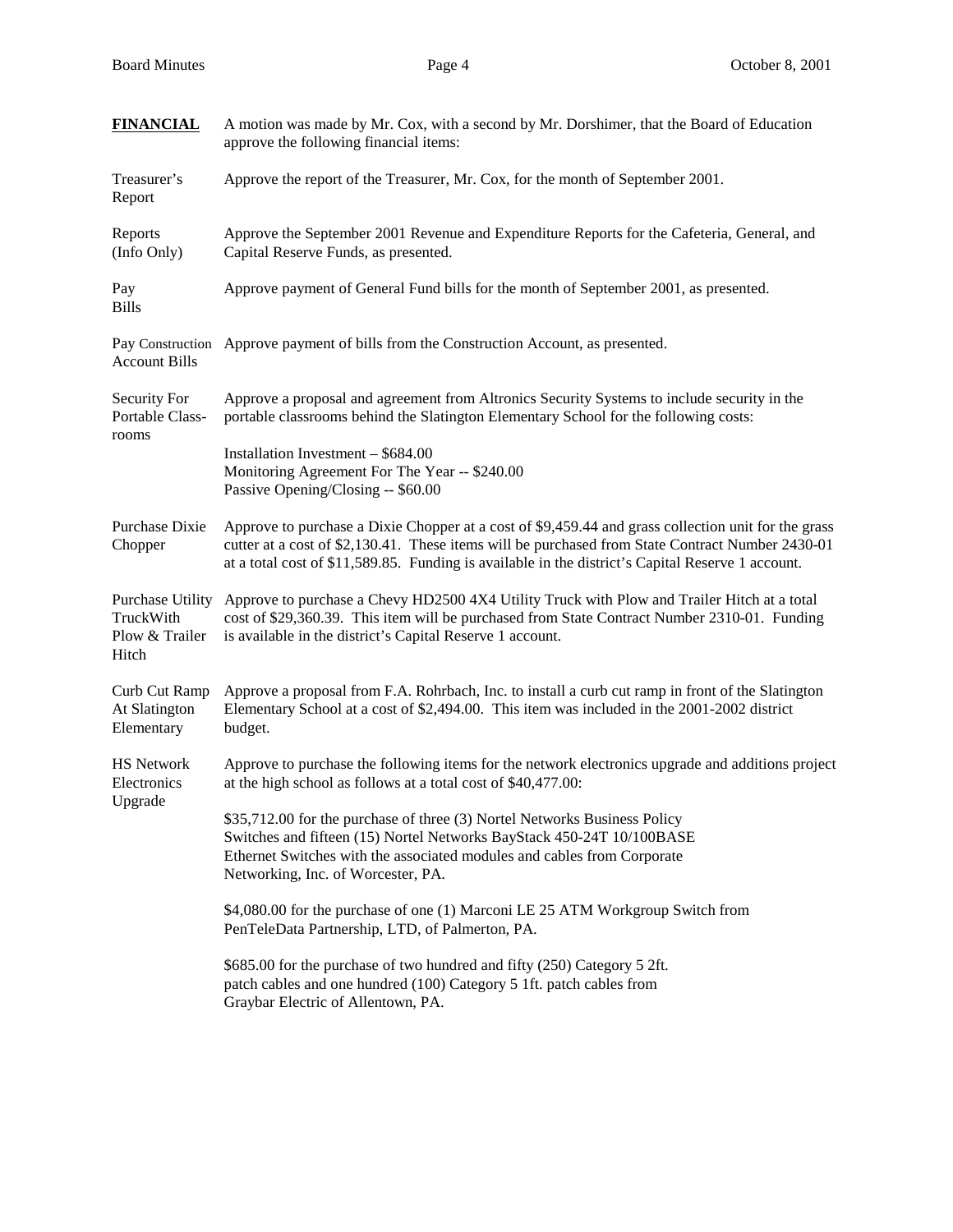**FINANCIAL** A motion was made by Mr. Cox, with a second by Mr. Dorshimer, that the Board of Education approve the following financial items:

Treasurer's Report — Approve the report of the Treasurer, Mr. Cox, for the month of September 2001.

Reports (Info Only) — Approve the September 2001 Revenue and Expenditure Reports for the Cafeteria, General, and Capital Reserve Funds, as presented.

Pay Bills — Approve payment of General Fund bills for the month of September 2001, as presented.

Pay Construction Account Bills — Approve payment of bills from the Construction Account, as presented.

Security For Portable Classrooms — Approve a proposal and agreement from Altronics Security Systems to include security in the portable classrooms behind the Slatington Elementary School for the following costs:

Installation Investment – $684.00
Monitoring Agreement For The Year -- $240.00
Passive Opening/Closing -- $60.00

Purchase Dixie Chopper — Approve to purchase a Dixie Chopper at a cost of $9,459.44 and grass collection unit for the grass cutter at a cost of $2,130.41. These items will be purchased from State Contract Number 2430-01 at a total cost of $11,589.85. Funding is available in the district's Capital Reserve 1 account.

Purchase Utility TruckWith Plow & Trailer Hitch — Approve to purchase a Chevy HD2500 4X4 Utility Truck with Plow and Trailer Hitch at a total cost of $29,360.39. This item will be purchased from State Contract Number 2310-01. Funding is available in the district's Capital Reserve 1 account.

Curb Cut Ramp At Slatington Elementary — Approve a proposal from F.A. Rohrbach, Inc. to install a curb cut ramp in front of the Slatington Elementary School at a cost of $2,494.00. This item was included in the 2001-2002 district budget.

HS Network Electronics Upgrade — Approve to purchase the following items for the network electronics upgrade and additions project at the high school as follows at a total cost of $40,477.00:

$35,712.00 for the purchase of three (3) Nortel Networks Business Policy Switches and fifteen (15) Nortel Networks BayStack 450-24T 10/100BASE Ethernet Switches with the associated modules and cables from Corporate Networking, Inc. of Worcester, PA.

$4,080.00 for the purchase of one (1) Marconi LE 25 ATM Workgroup Switch from PenTeleData Partnership, LTD, of Palmerton, PA.

$685.00 for the purchase of two hundred and fifty (250) Category 5 2ft. patch cables and one hundred (100) Category 5 1ft. patch cables from Graybar Electric of Allentown, PA.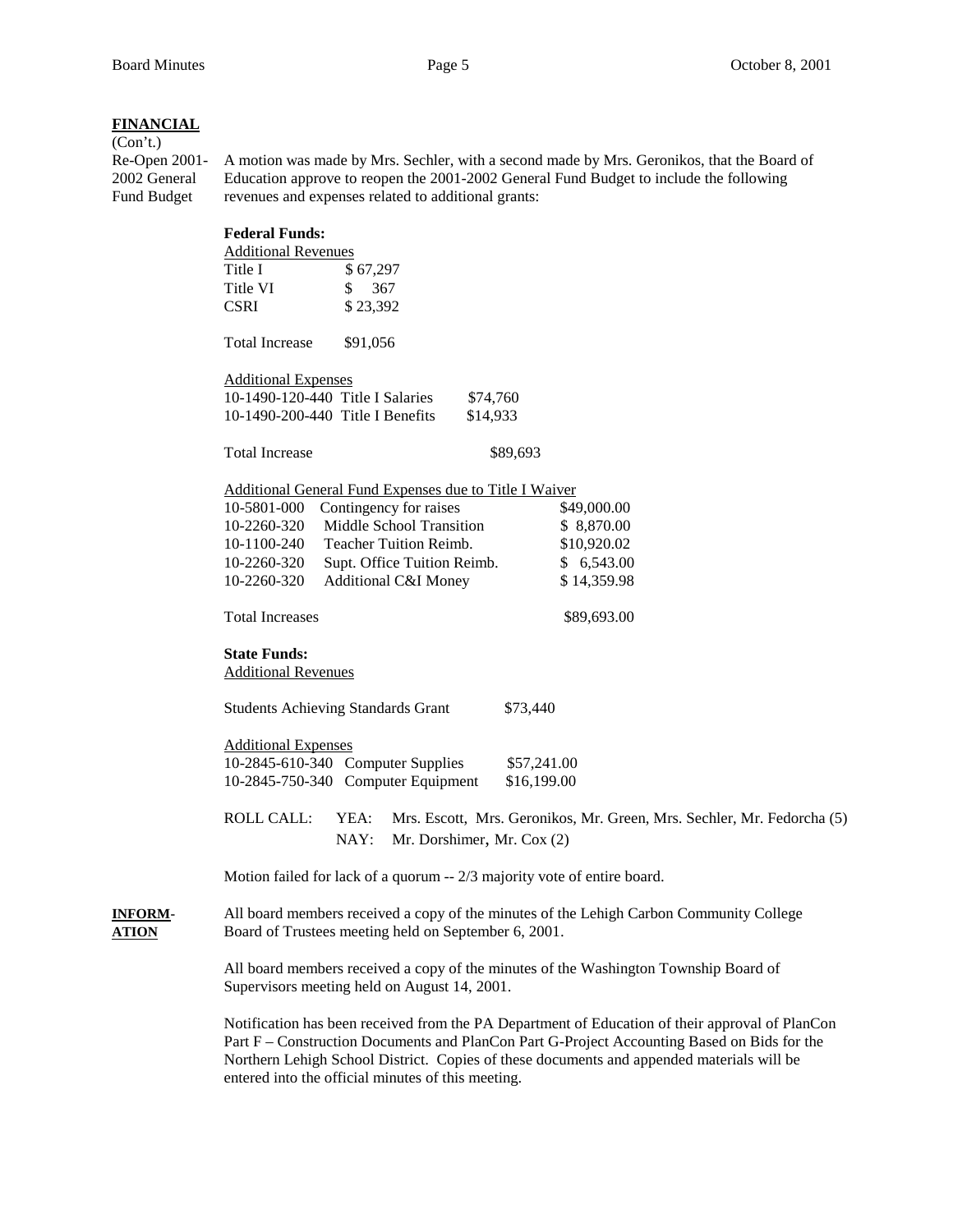**FINANCIAL**
(Con't.)

Re-Open 2001-2002 General Fund Budget

A motion was made by Mrs. Sechler, with a second made by Mrs. Geronikos, that the Board of Education approve to reopen the 2001-2002 General Fund Budget to include the following revenues and expenses related to additional grants:

**Federal Funds:**

Additional Revenues

| | |
|---|---|
| Title I | $ 67,297 |
| Title VI | $ 367 |
| CSRI | $ 23,392 |
| | |
| Total Increase | $91,056 |

Additional Expenses

| | |
|---|---|
| 10-1490-120-440 Title I Salaries | $74,760 |
| 10-1490-200-440 Title I Benefits | $14,933 |
| | |
| Total Increase | $89,693 |

Additional General Fund Expenses due to Title I Waiver

| | | |
|---|---|---|
| 10-5801-000 | Contingency for raises | $49,000.00 |
| 10-2260-320 | Middle School Transition | $ 8,870.00 |
| 10-1100-240 | Teacher Tuition Reimb. | $10,920.02 |
| 10-2260-320 | Supt. Office Tuition Reimb. | $ 6,543.00 |
| 10-2260-320 | Additional C&I Money | $ 14,359.98 |
| | | |
| Total Increases | | $89,693.00 |

**State Funds:**

Additional Revenues

| | |
|---|---|
| Students Achieving Standards Grant | $73,440 |

Additional Expenses

| | |
|---|---|
| 10-2845-610-340 Computer Supplies | $57,241.00 |
| 10-2845-750-340 Computer Equipment | $16,199.00 |

ROLL CALL: YEA: Mrs. Escott, Mrs. Geronikos, Mr. Green, Mrs. Sechler, Mr. Fedorcha (5)
NAY: Mr. Dorshimer, Mr. Cox (2)

Motion failed for lack of a quorum -- 2/3 majority vote of entire board.

**INFORMATION**

All board members received a copy of the minutes of the Lehigh Carbon Community College Board of Trustees meeting held on September 6, 2001.

All board members received a copy of the minutes of the Washington Township Board of Supervisors meeting held on August 14, 2001.

Notification has been received from the PA Department of Education of their approval of PlanCon Part F – Construction Documents and PlanCon Part G-Project Accounting Based on Bids for the Northern Lehigh School District. Copies of these documents and appended materials will be entered into the official minutes of this meeting.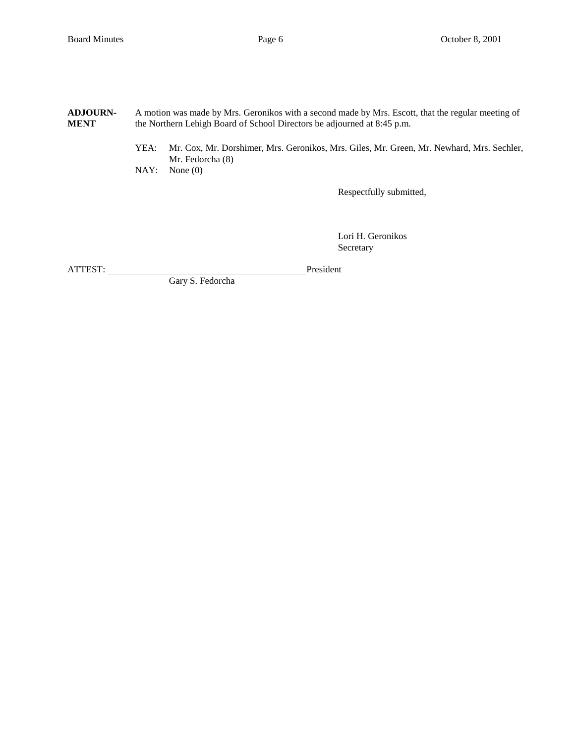**ADJOURNMENT**

A motion was made by Mrs. Geronikos with a second made by Mrs. Escott, that the regular meeting of the Northern Lehigh Board of School Directors be adjourned at 8:45 p.m.

YEA: Mr. Cox, Mr. Dorshimer, Mrs. Geronikos, Mrs. Giles, Mr. Green, Mr. Newhard, Mrs. Sechler, Mr. Fedorcha (8)
NAY: None (0)

Respectfully submitted,

Lori H. Geronikos
Secretary

ATTEST: ________________________________ President
Gary S. Fedorcha